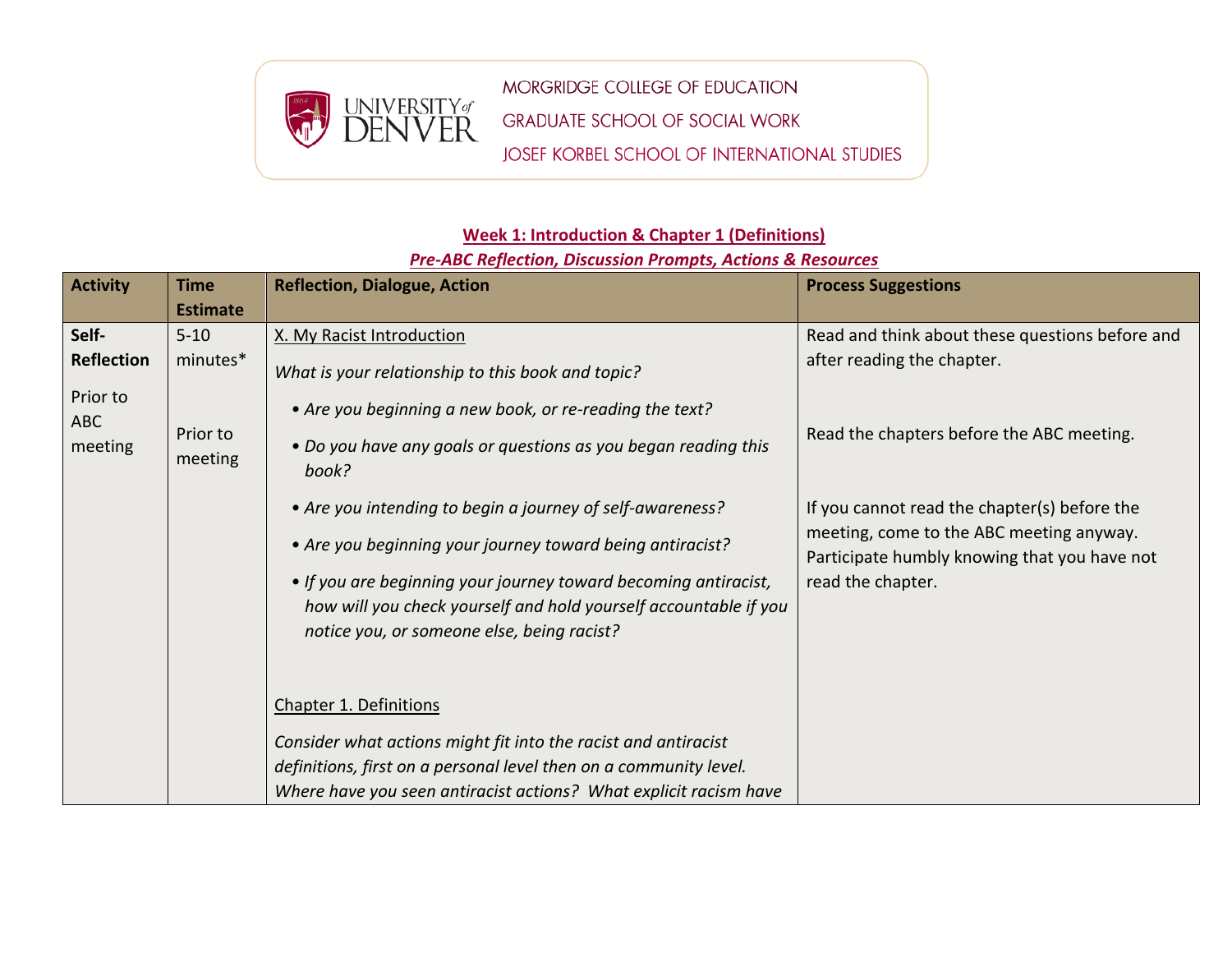MORGRIDGE COLLEGE OF EDUCATION
GRADUATE SCHOOL OF SOCIAL WORK
JOSEF KORBEL SCHOOL OF INTERNATIONAL STUDIES

## Week 1: Introduction & Chapter 1 (Definitions)

### *Pre-ABC Reflection, Discussion Prompts, Actions & Resources*

| Activity | Time Estimate | Reflection, Dialogue, Action | Process Suggestions |
| --- | --- | --- | --- |
| **Self-Reflection**<br><br>Prior to ABC meeting | 5-10 minutes*<br><br>Prior to meeting | X. My Racist Introduction<br><br>*What is your relationship to this book and topic?*<br>• *Are you beginning a new book, or re-reading the text?*<br>• *Do you have any goals or questions as you began reading this book?*<br>• *Are you intending to begin a journey of self-awareness?*<br>• *Are you beginning your journey toward being antiracist?*<br>• *If you are beginning your journey toward becoming antiracist, how will you check yourself and hold yourself accountable if you notice you, or someone else, being racist?*<br><br>Chapter 1. Definitions<br><br>*Consider what actions might fit into the racist and antiracist definitions, first on a personal level then on a community level. Where have you seen antiracist actions? What explicit racism have* | Read and think about these questions before and after reading the chapter.<br><br>Read the chapters before the ABC meeting.<br><br>If you cannot read the chapter(s) before the meeting, come to the ABC meeting anyway. Participate humbly knowing that you have not read the chapter. |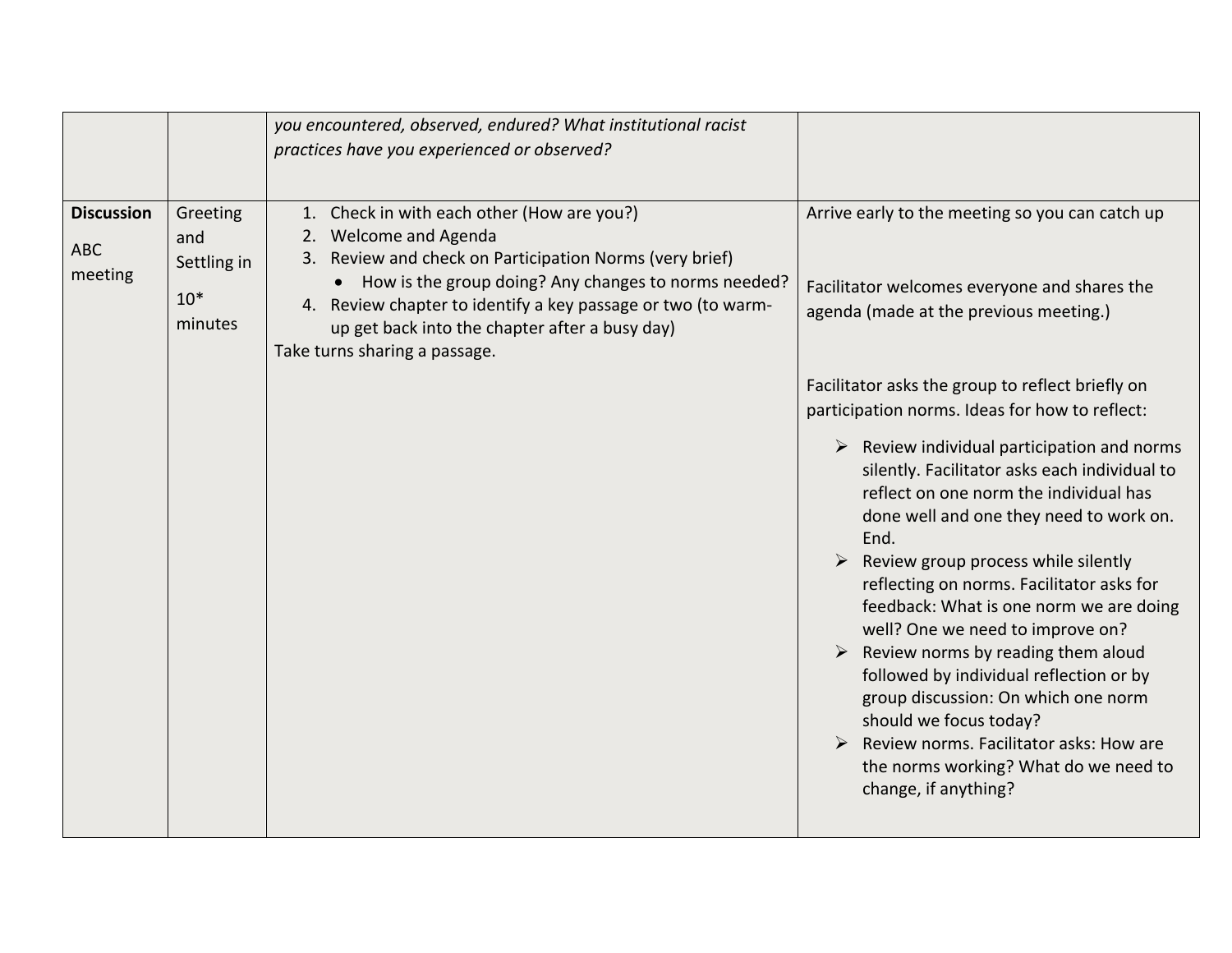| | | | |
|---|---|---|---|
| | | *you encountered, observed, endured? What institutional racist practices have you experienced or observed?* | |
| **Discussion**<br><br>ABC meeting | Greeting and Settling in<br><br>10* minutes | 1. Check in with each other (How are you?)<br>2. Welcome and Agenda<br>3. Review and check on Participation Norms (very brief)<br>• How is the group doing? Any changes to norms needed?<br>4. Review chapter to identify a key passage or two (to warm-up get back into the chapter after a busy day)<br><br>Take turns sharing a passage. | Arrive early to the meeting so you can catch up<br><br>Facilitator welcomes everyone and shares the agenda (made at the previous meeting.)<br><br>Facilitator asks the group to reflect briefly on participation norms. Ideas for how to reflect:<br>➢ Review individual participation and norms silently. Facilitator asks each individual to reflect on one norm the individual has done well and one they need to work on. End.<br>➢ Review group process while silently reflecting on norms. Facilitator asks for feedback: What is one norm we are doing well? One we need to improve on?<br>➢ Review norms by reading them aloud followed by individual reflection or by group discussion: On which one norm should we focus today?<br>➢ Review norms. Facilitator asks: How are the norms working? What do we need to change, if anything? |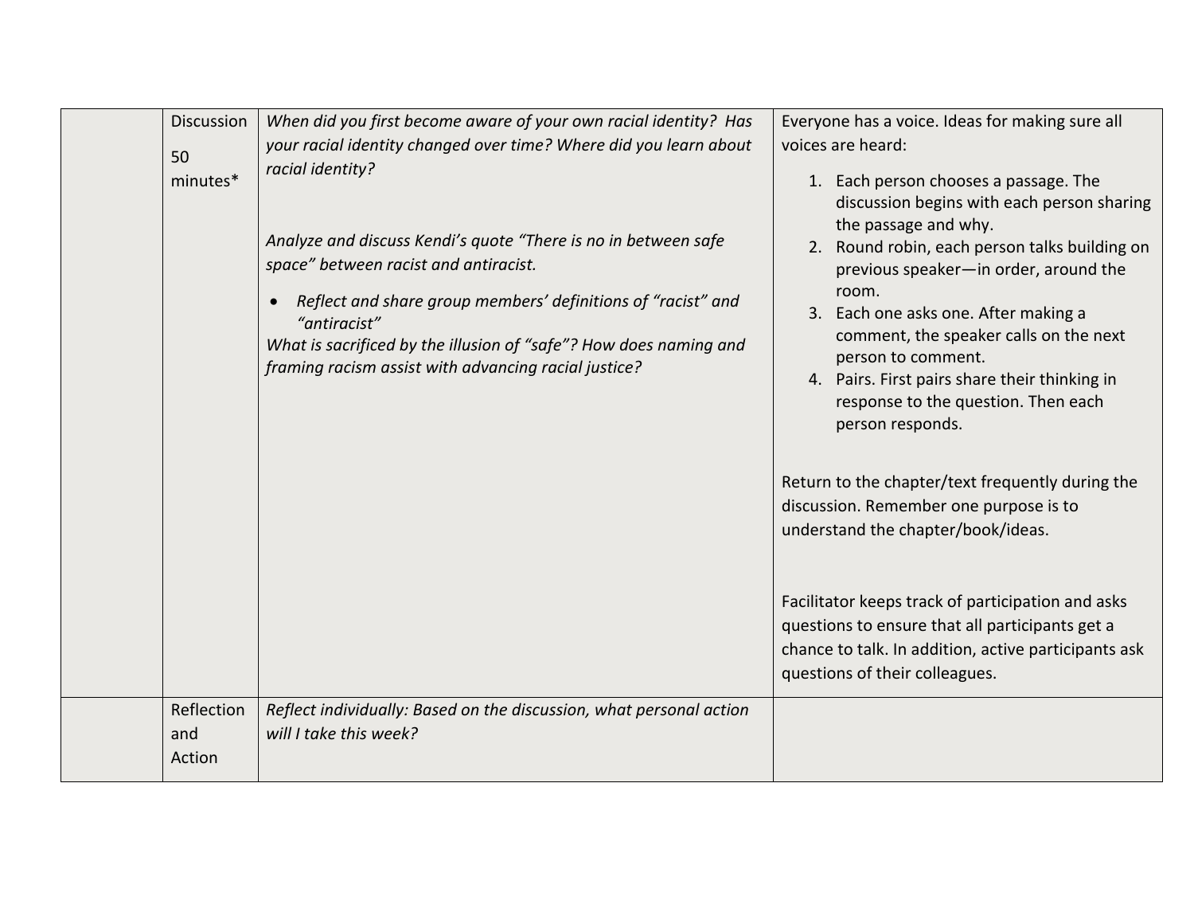| | | | |
|---|---|---|---|
| | Discussion<br><br>50 minutes* | *When did you first become aware of your own racial identity? Has your racial identity changed over time? Where did you learn about racial identity?*<br><br>*Analyze and discuss Kendi's quote "There is no in between safe space" between racist and antiracist.*<br><br>• *Reflect and share group members' definitions of "racist" and "antiracist"*<br><br>*What is sacrificed by the illusion of "safe"? How does naming and framing racism assist with advancing racial justice?* | Everyone has a voice. Ideas for making sure all voices are heard:<br><br>1. Each person chooses a passage. The discussion begins with each person sharing the passage and why.<br>2. Round robin, each person talks building on previous speaker—in order, around the room.<br>3. Each one asks one. After making a comment, the speaker calls on the next person to comment.<br>4. Pairs. First pairs share their thinking in response to the question. Then each person responds.<br><br>Return to the chapter/text frequently during the discussion. Remember one purpose is to understand the chapter/book/ideas.<br><br>Facilitator keeps track of participation and asks questions to ensure that all participants get a chance to talk. In addition, active participants ask questions of their colleagues. |
| | Reflection and Action | *Reflect individually: Based on the discussion, what personal action will I take this week?* | |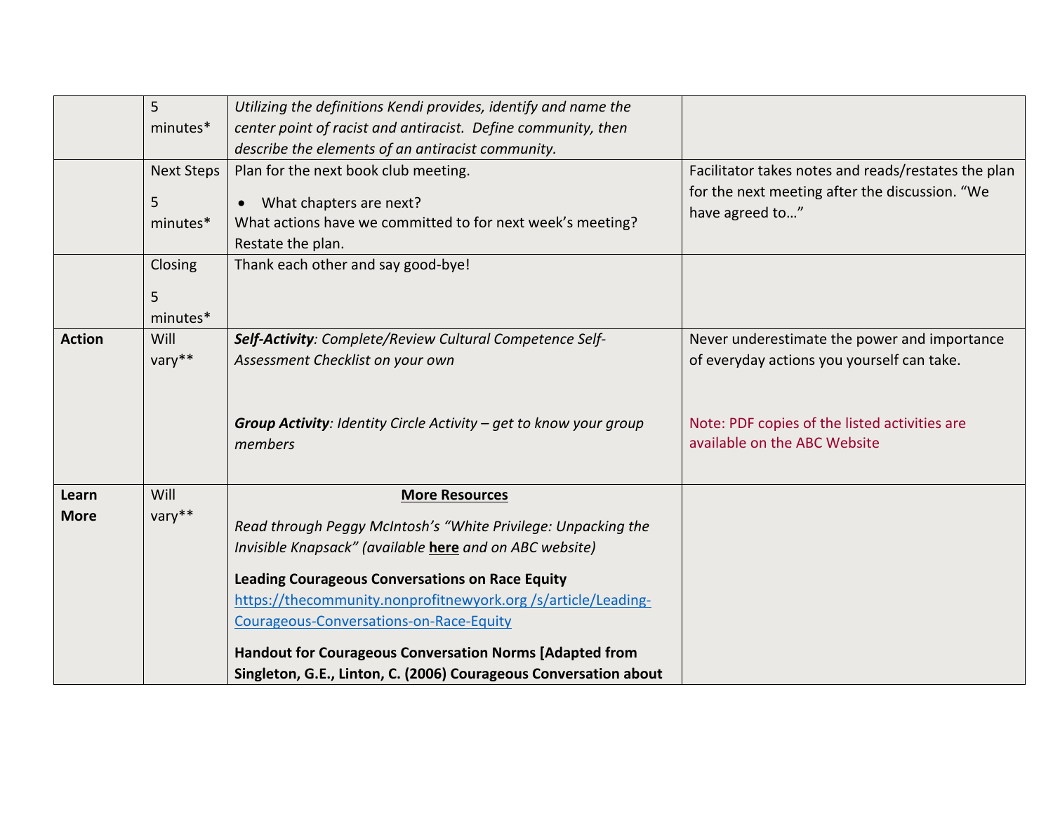| | | | |
|---|---|---|---|
| | 5 minutes* | *Utilizing the definitions Kendi provides, identify and name the center point of racist and antiracist. Define community, then describe the elements of an antiracist community.* | |
| | Next Steps<br><br>5 minutes* | Plan for the next book club meeting.<br>• What chapters are next?<br>What actions have we committed to for next week's meeting? Restate the plan. | Facilitator takes notes and reads/restates the plan for the next meeting after the discussion. "We have agreed to…" |
| | Closing<br><br>5 minutes* | Thank each other and say good-bye! | |
| **Action** | Will vary** | ***Self-Activity****: Complete/Review Cultural Competence Self-Assessment Checklist on your own*<br><br>***Group Activity****: Identity Circle Activity – get to know your group members* | Never underestimate the power and importance of everyday actions you yourself can take.<br><br>Note: PDF copies of the listed activities are available on the ABC Website |
| **Learn More** | Will vary** | **More Resources**<br>*Read through Peggy McIntosh's "White Privilege: Unpacking the Invisible Knapsack" (available* **here** *and on ABC website)*<br>**Leading Courageous Conversations on Race Equity**<br>https://thecommunity.nonprofitnewyork.org /s/article/Leading-Courageous-Conversations-on-Race-Equity<br>**Handout for Courageous Conversation Norms [Adapted from Singleton, G.E., Linton, C. (2006) Courageous Conversation about** | |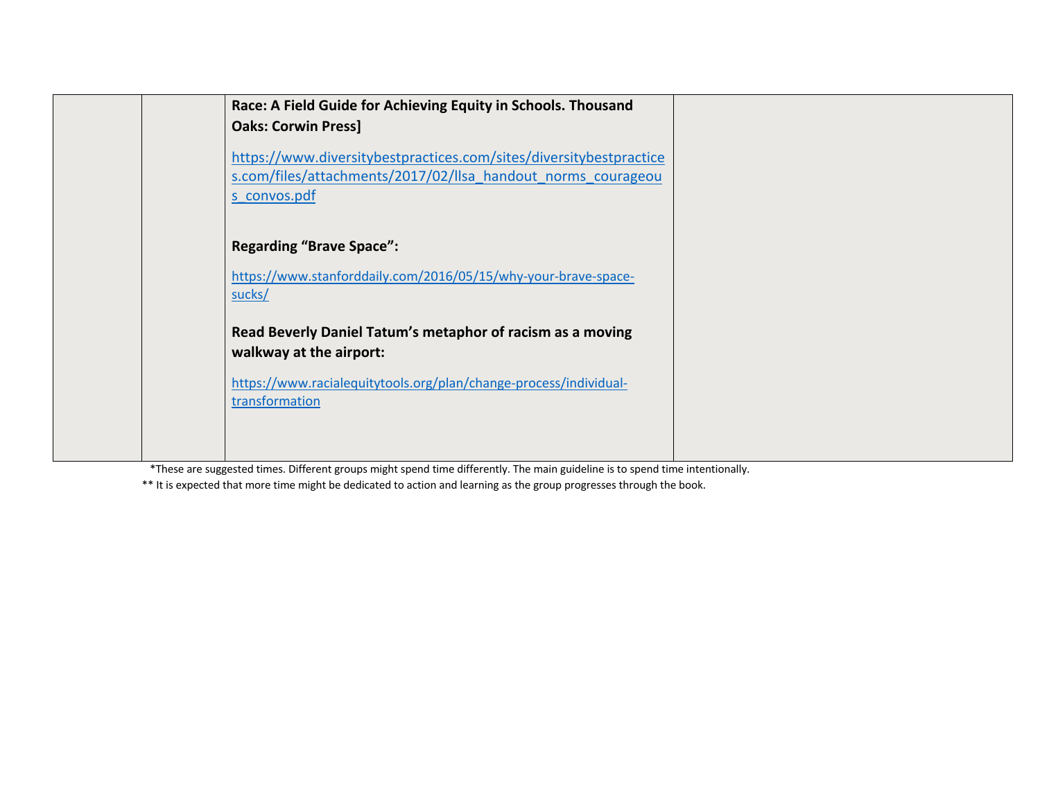| | | | |
|---|---|---|---|
| | | **Race: A Field Guide for Achieving Equity in Schools. Thousand Oaks: Corwin Press]**<br><br>https://www.diversitybestpractices.com/sites/diversitybestpractices.com/files/attachments/2017/02/llsa_handout_norms_courageous_convos.pdf<br><br>**Regarding "Brave Space":**<br><br>https://www.stanforddaily.com/2016/05/15/why-your-brave-space-sucks/<br><br>**Read Beverly Daniel Tatum's metaphor of racism as a moving walkway at the airport:**<br><br>https://www.racialequitytools.org/plan/change-process/individual-transformation | |

*These are suggested times. Different groups might spend time differently. The main guideline is to spend time intentionally.

** It is expected that more time might be dedicated to action and learning as the group progresses through the book.